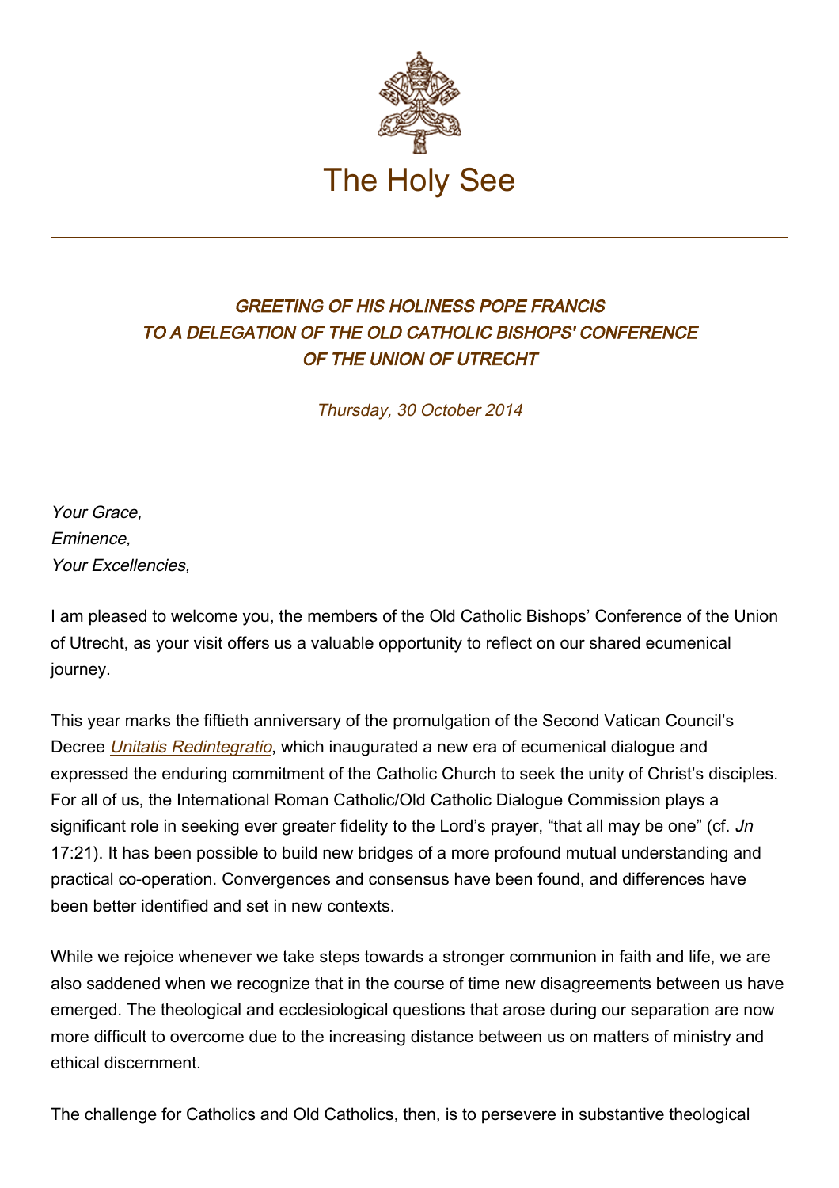# The Holy See

## *GREETING OF HIS HOLINESS POPE FRANCIS TO A DELEGATION OF THE OLD CATHOLIC BISHOPS' CONFERENCE OF THE UNION OF UTRECHT*

*Thursday, 30 October 2014*

*Your Grace,*
*Eminence,*
*Your Excellencies,*

I am pleased to welcome you, the members of the Old Catholic Bishops' Conference of the Union of Utrecht, as your visit offers us a valuable opportunity to reflect on our shared ecumenical journey.

This year marks the fiftieth anniversary of the promulgation of the Second Vatican Council's Decree *Unitatis Redintegratio*, which inaugurated a new era of ecumenical dialogue and expressed the enduring commitment of the Catholic Church to seek the unity of Christ's disciples. For all of us, the International Roman Catholic/Old Catholic Dialogue Commission plays a significant role in seeking ever greater fidelity to the Lord's prayer, "that all may be one" (cf. *Jn* 17:21). It has been possible to build new bridges of a more profound mutual understanding and practical co-operation. Convergences and consensus have been found, and differences have been better identified and set in new contexts.

While we rejoice whenever we take steps towards a stronger communion in faith and life, we are also saddened when we recognize that in the course of time new disagreements between us have emerged. The theological and ecclesiological questions that arose during our separation are now more difficult to overcome due to the increasing distance between us on matters of ministry and ethical discernment.

The challenge for Catholics and Old Catholics, then, is to persevere in substantive theological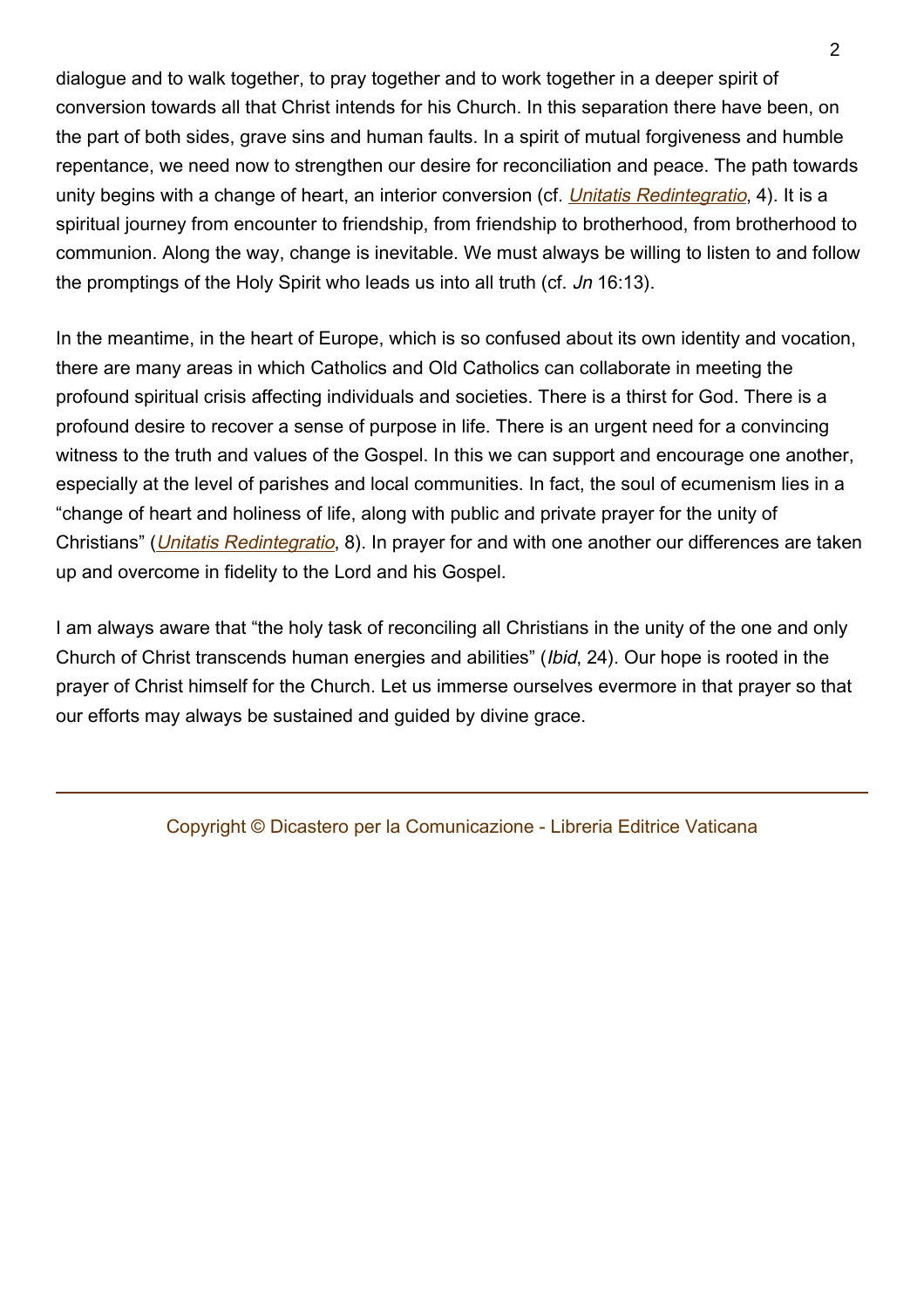dialogue and to walk together, to pray together and to work together in a deeper spirit of conversion towards all that Christ intends for his Church. In this separation there have been, on the part of both sides, grave sins and human faults. In a spirit of mutual forgiveness and humble repentance, we need now to strengthen our desire for reconciliation and peace. The path towards unity begins with a change of heart, an interior conversion (cf. *Unitatis Redintegratio*, 4). It is a spiritual journey from encounter to friendship, from friendship to brotherhood, from brotherhood to communion. Along the way, change is inevitable. We must always be willing to listen to and follow the promptings of the Holy Spirit who leads us into all truth (cf. *Jn* 16:13).

In the meantime, in the heart of Europe, which is so confused about its own identity and vocation, there are many areas in which Catholics and Old Catholics can collaborate in meeting the profound spiritual crisis affecting individuals and societies. There is a thirst for God. There is a profound desire to recover a sense of purpose in life. There is an urgent need for a convincing witness to the truth and values of the Gospel. In this we can support and encourage one another, especially at the level of parishes and local communities. In fact, the soul of ecumenism lies in a "change of heart and holiness of life, along with public and private prayer for the unity of Christians" (*Unitatis Redintegratio*, 8). In prayer for and with one another our differences are taken up and overcome in fidelity to the Lord and his Gospel.

I am always aware that "the holy task of reconciling all Christians in the unity of the one and only Church of Christ transcends human energies and abilities" (*Ibid*, 24). Our hope is rooted in the prayer of Christ himself for the Church. Let us immerse ourselves evermore in that prayer so that our efforts may always be sustained and guided by divine grace.

---

Copyright © Dicastero per la Comunicazione - Libreria Editrice Vaticana